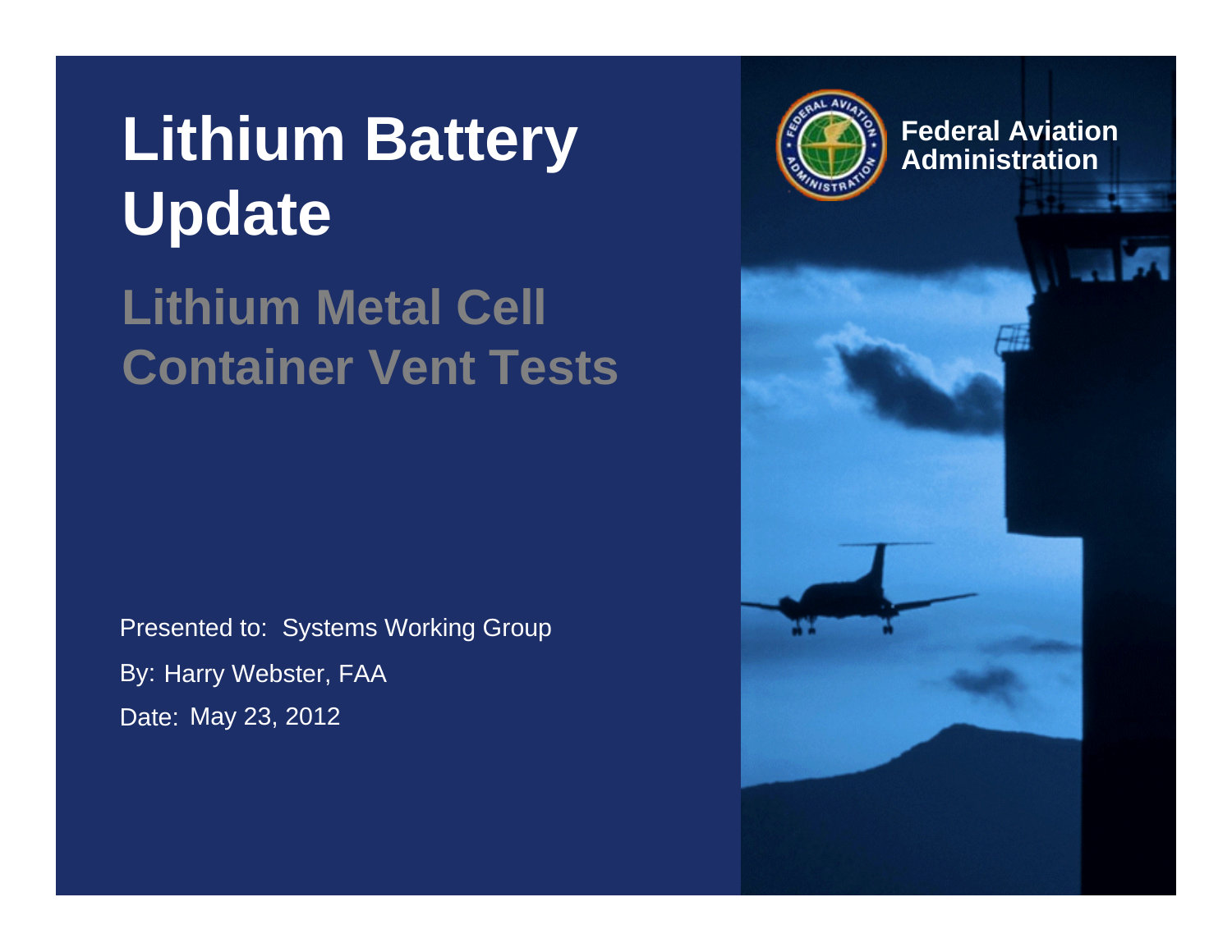# Lithium Battery Update

## Lithium Metal Cell Container Vent Tests

Federal Aviation Administration

Presented to: Systems Working Group

By: Harry Webster, FAA

Date: May 23, 2012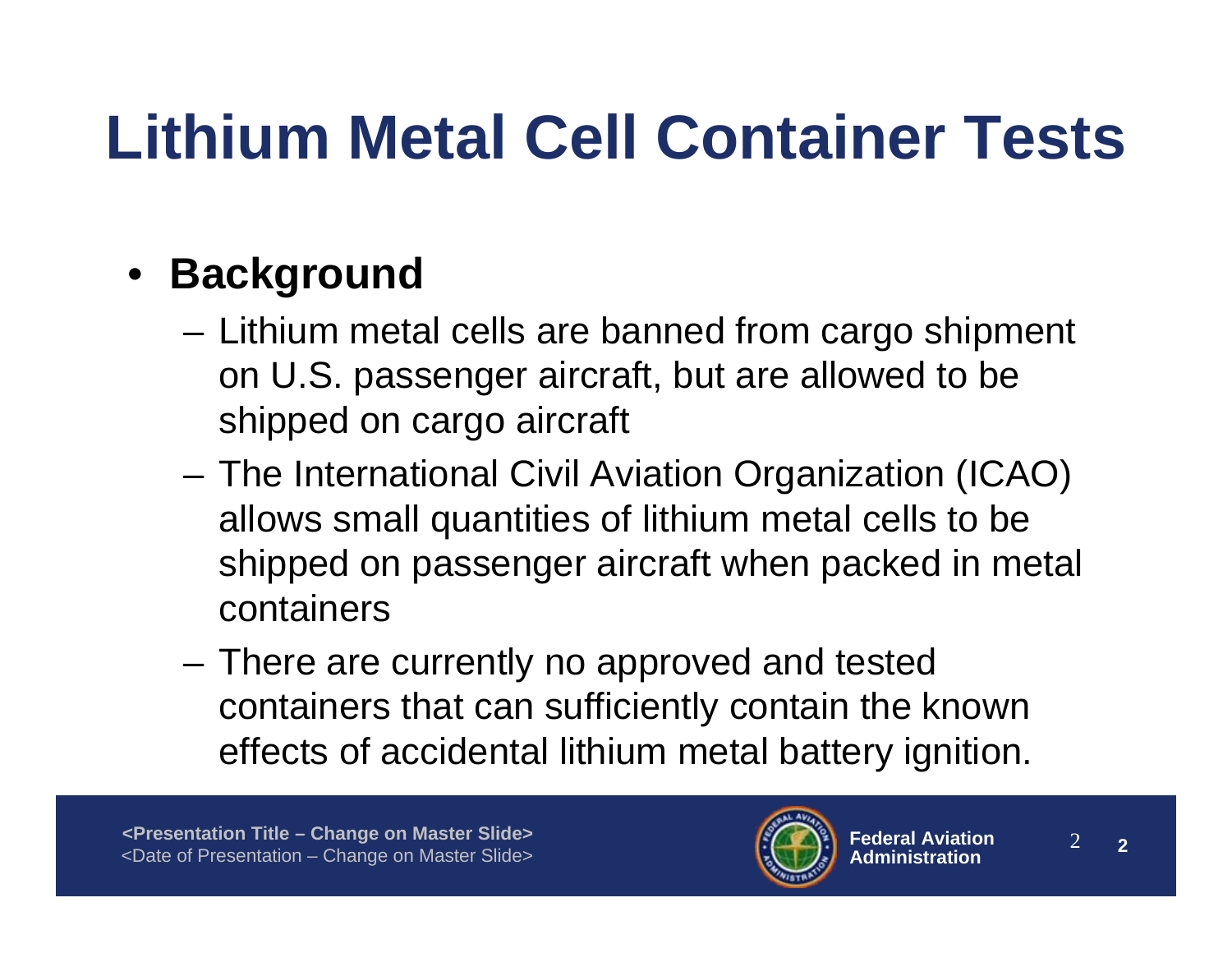# Lithium Metal Cell Container Tests

- **Background**
  - Lithium metal cells are banned from cargo shipment on U.S. passenger aircraft, but are allowed to be shipped on cargo aircraft
  - The International Civil Aviation Organization (ICAO) allows small quantities of lithium metal cells to be shipped on passenger aircraft when packed in metal containers
  - There are currently no approved and tested containers that can sufficiently contain the known effects of accidental lithium metal battery ignition.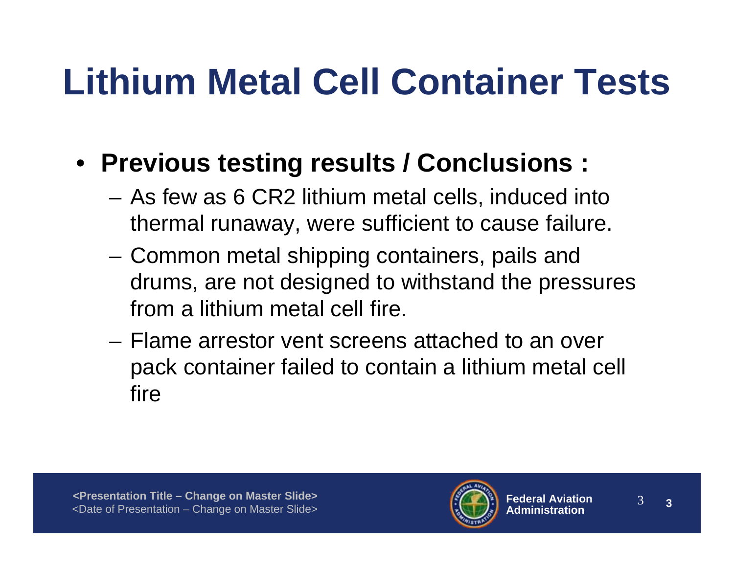# Lithium Metal Cell Container Tests

- **Previous testing results / Conclusions :**
  - As few as 6 CR2 lithium metal cells, induced into thermal runaway, were sufficient to cause failure.
  - Common metal shipping containers, pails and drums, are not designed to withstand the pressures from a lithium metal cell fire.
  - Flame arrestor vent screens attached to an over pack container failed to contain a lithium metal cell fire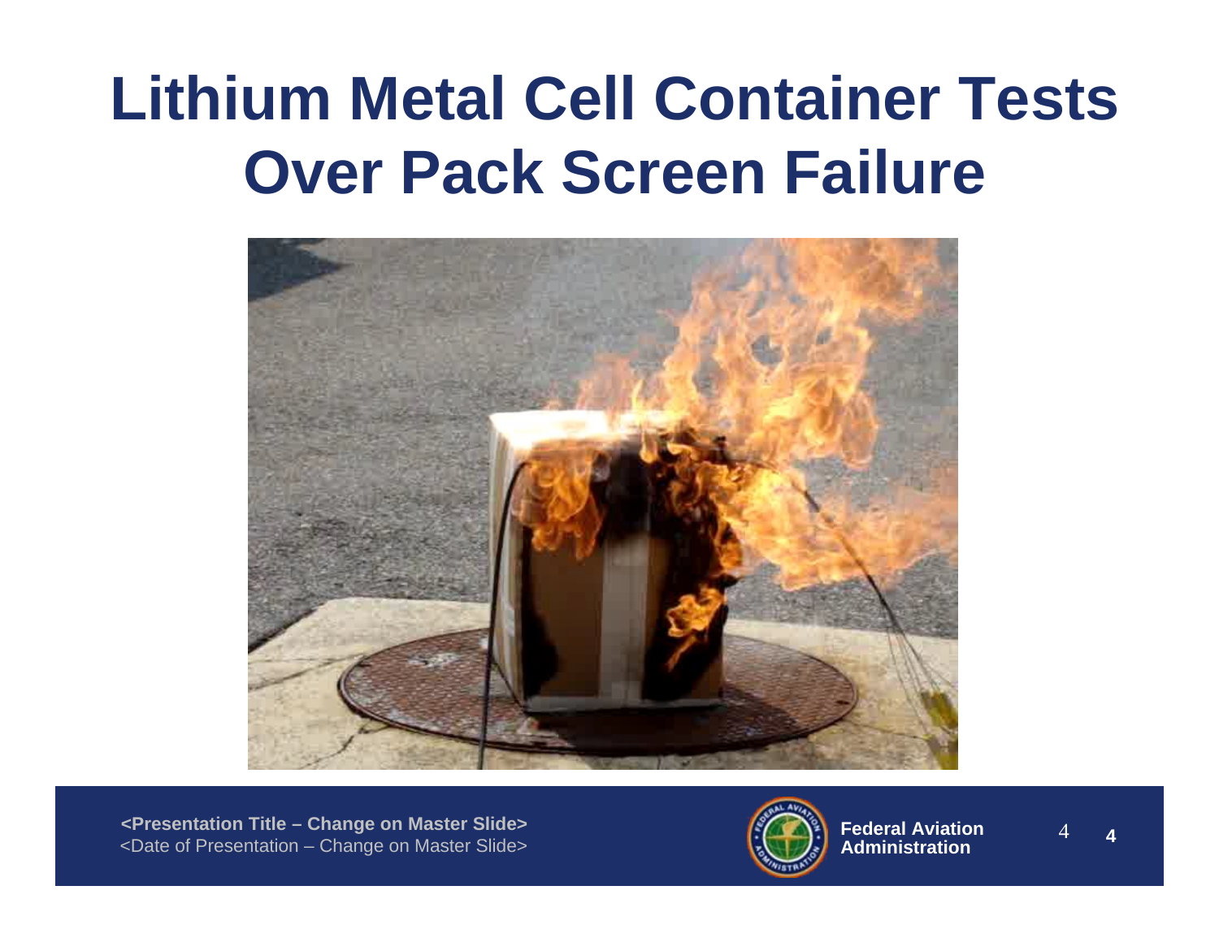# Lithium Metal Cell Container Tests Over Pack Screen Failure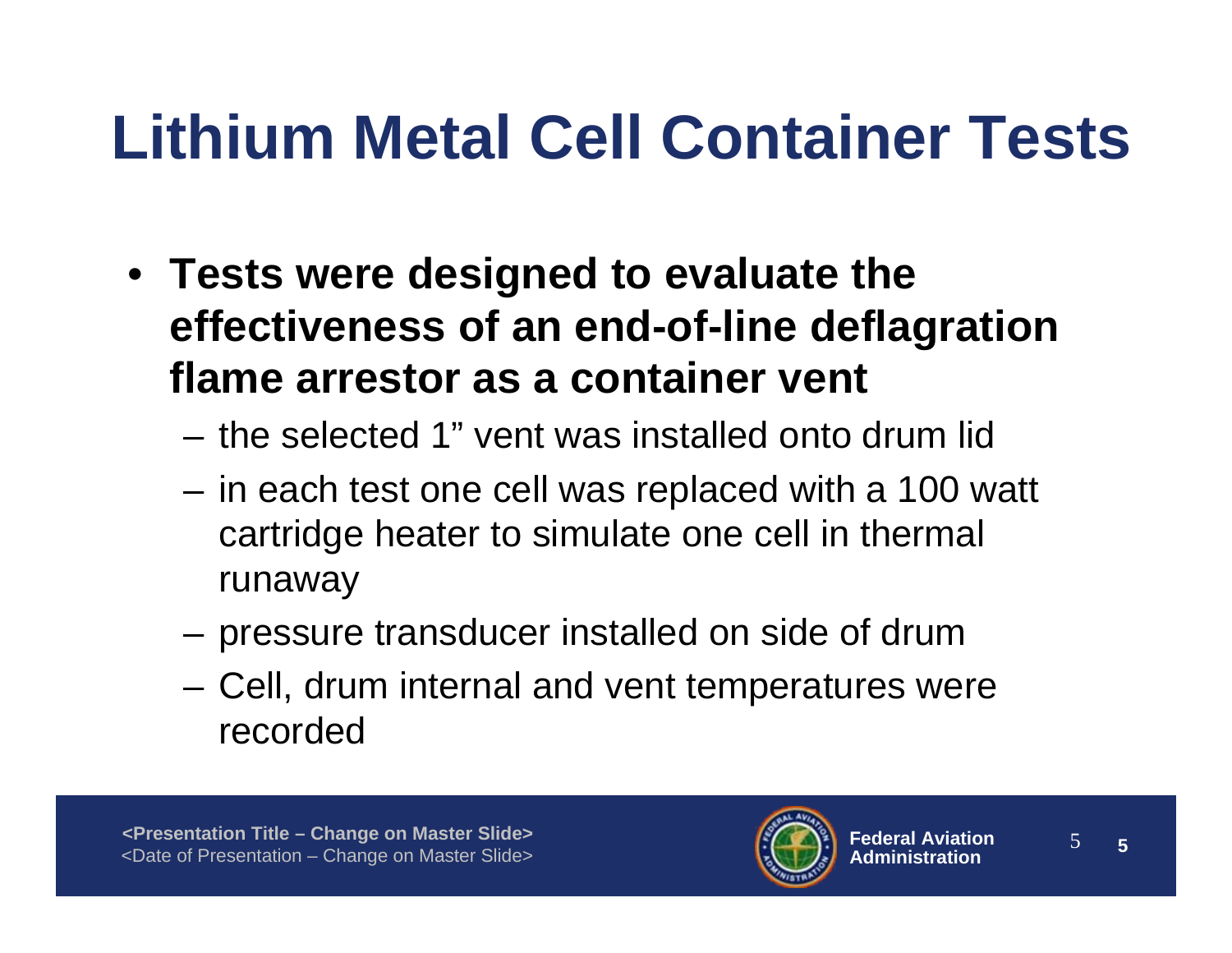# Lithium Metal Cell Container Tests

- **Tests were designed to evaluate the effectiveness of an end-of-line deflagration flame arrestor as a container vent**
  - the selected 1" vent was installed onto drum lid
  - in each test one cell was replaced with a 100 watt cartridge heater to simulate one cell in thermal runaway
  - pressure transducer installed on side of drum
  - Cell, drum internal and vent temperatures were recorded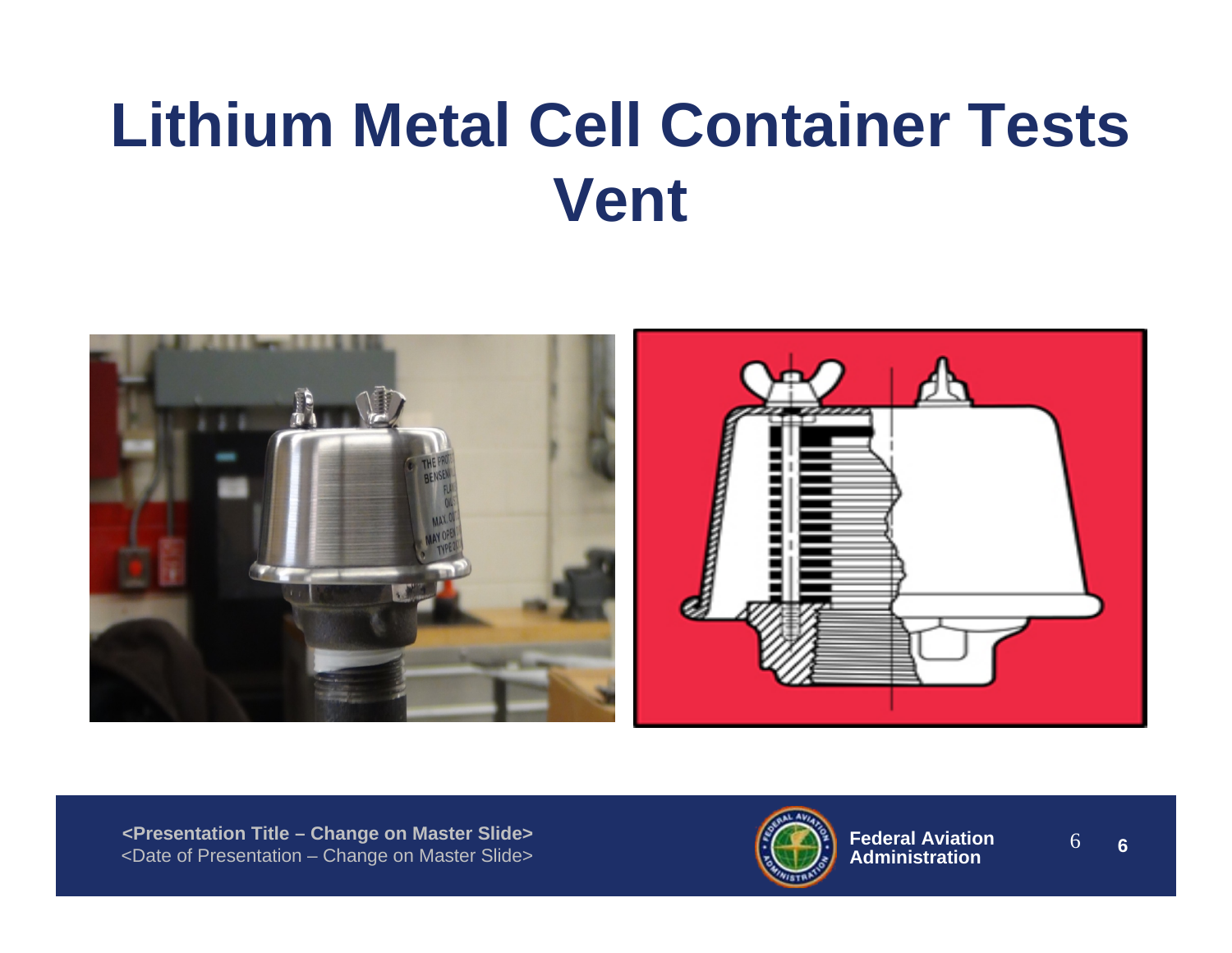# Lithium Metal Cell Container Tests Vent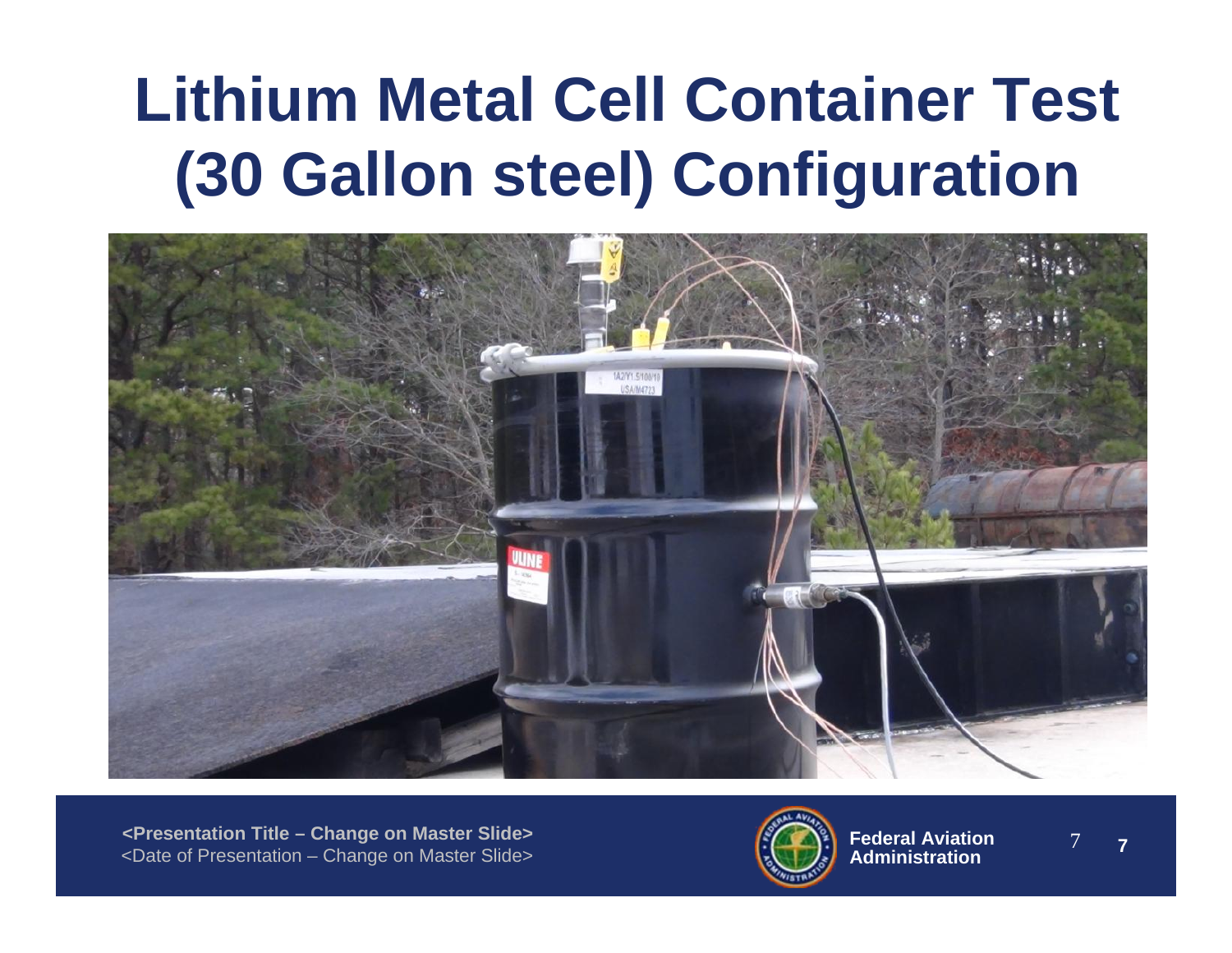# Lithium Metal Cell Container Test (30 Gallon steel) Configuration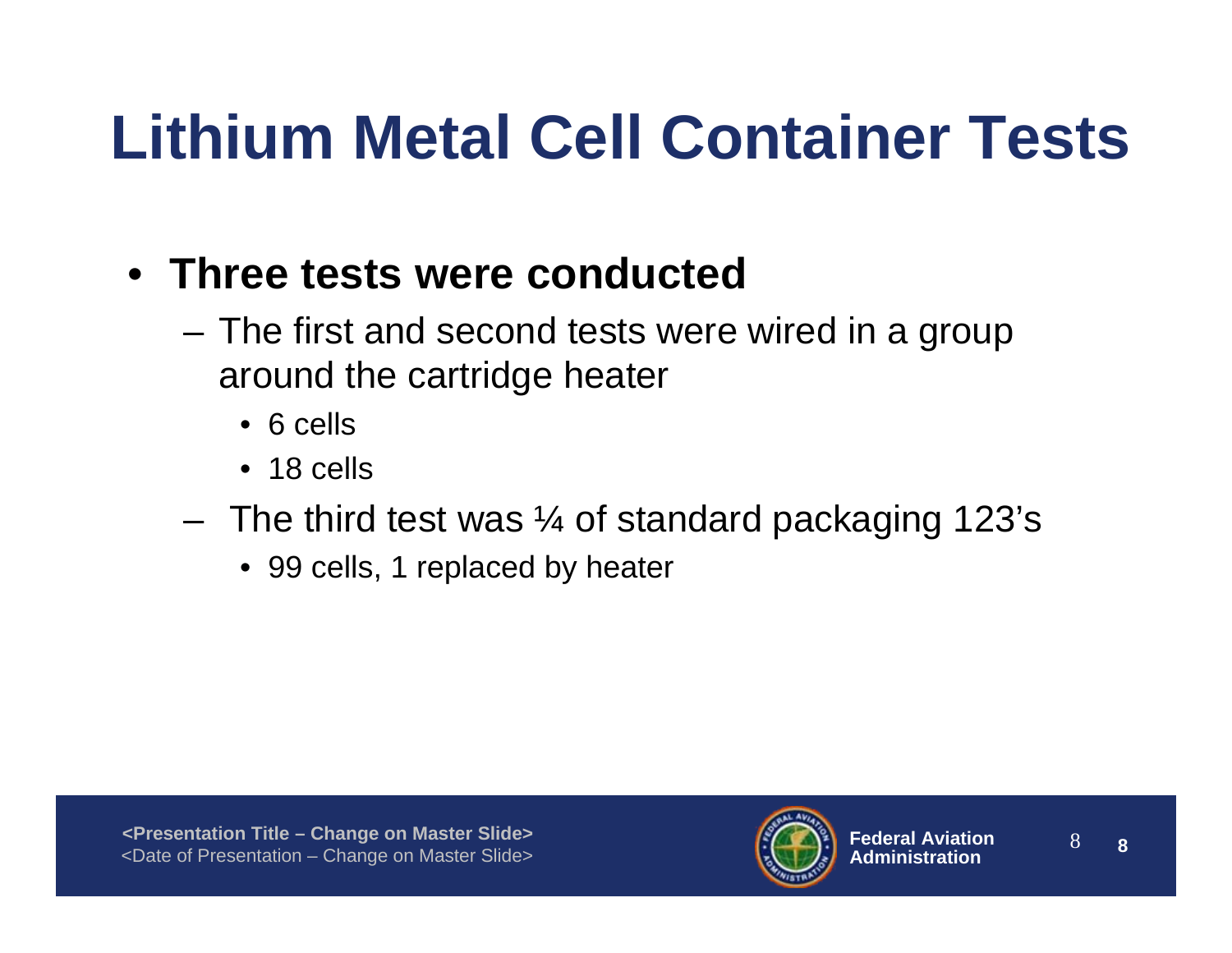# Lithium Metal Cell Container Tests

- **Three tests were conducted**
  - The first and second tests were wired in a group around the cartridge heater
    - 6 cells
    - 18 cells
  - The third test was ¼ of standard packaging 123's
    - 99 cells, 1 replaced by heater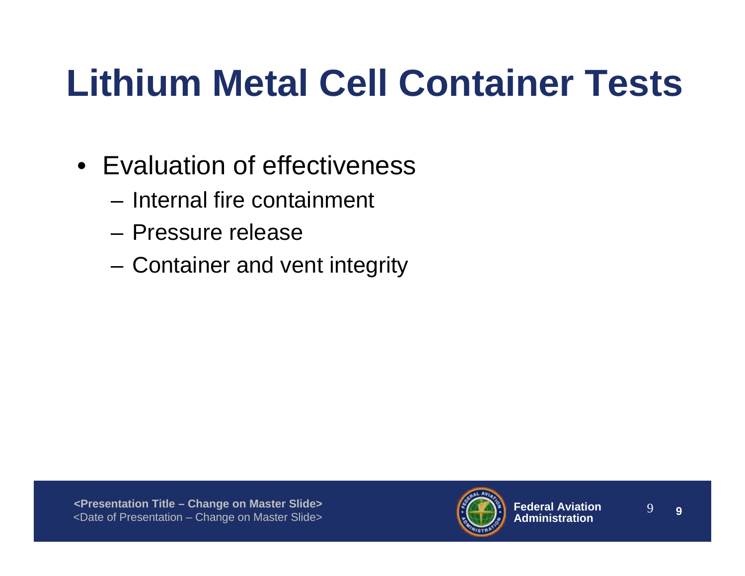# Lithium Metal Cell Container Tests

- Evaluation of effectiveness
  - Internal fire containment
  - Pressure release
  - Container and vent integrity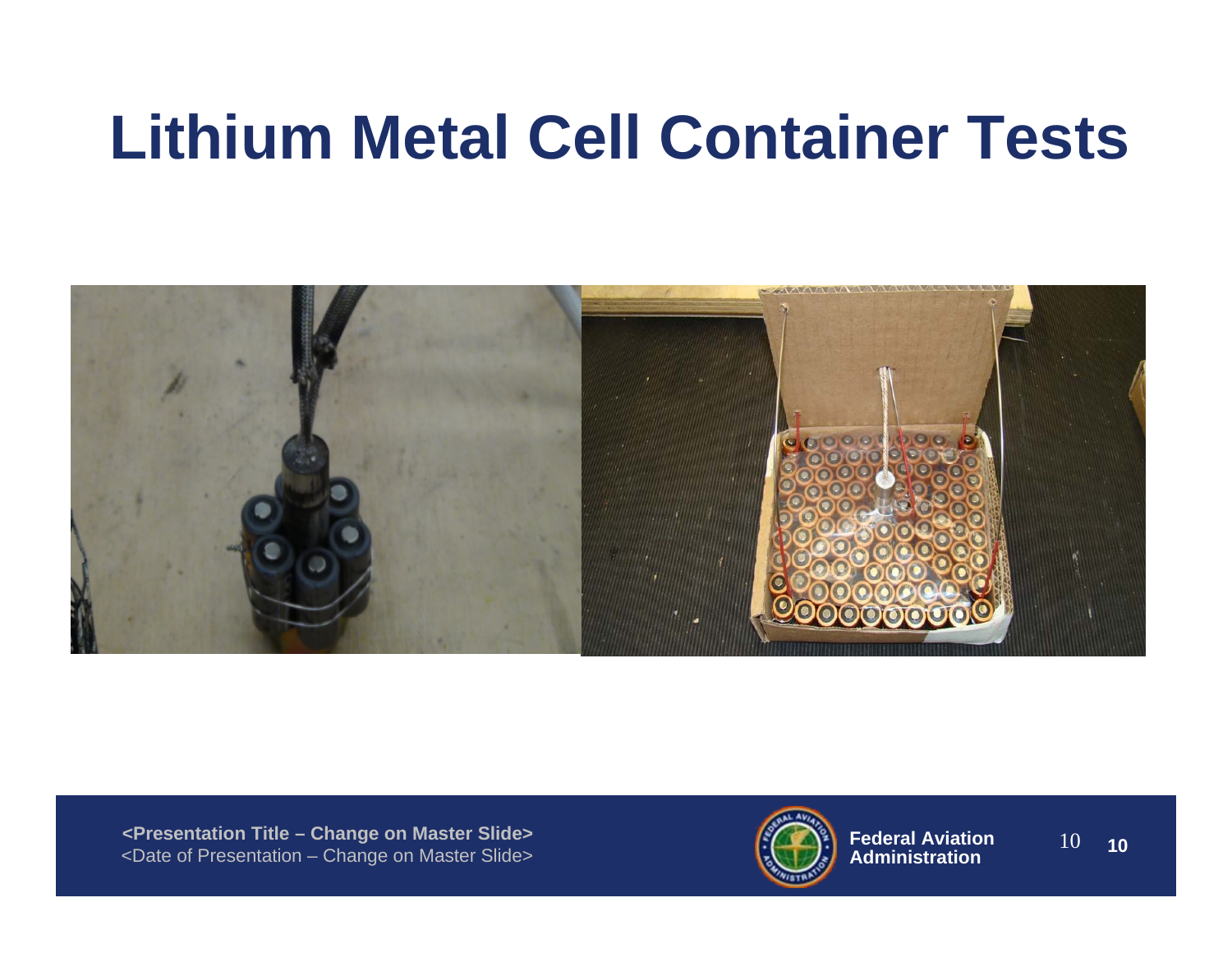# Lithium Metal Cell Container Tests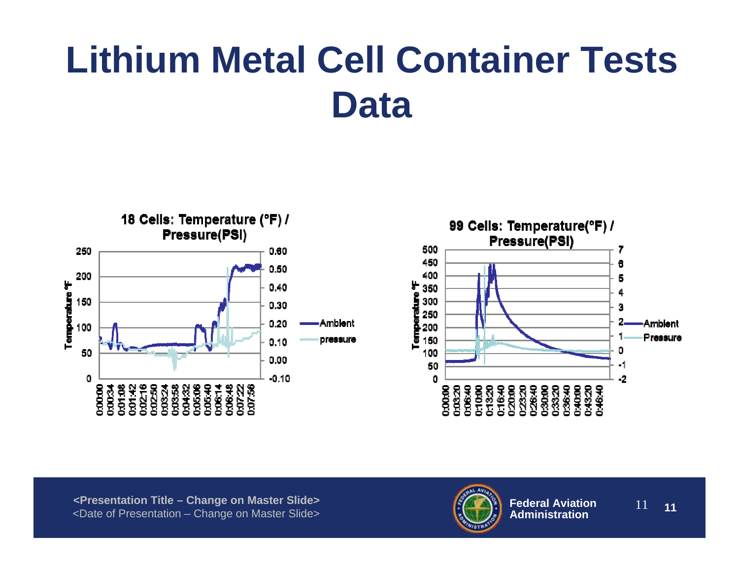# Lithium Metal Cell Container Tests Data

**18 Cells: Temperature (°F) / Pressure(PSI)**

**99 Cells: Temperature(°F) / Pressure(PSI)**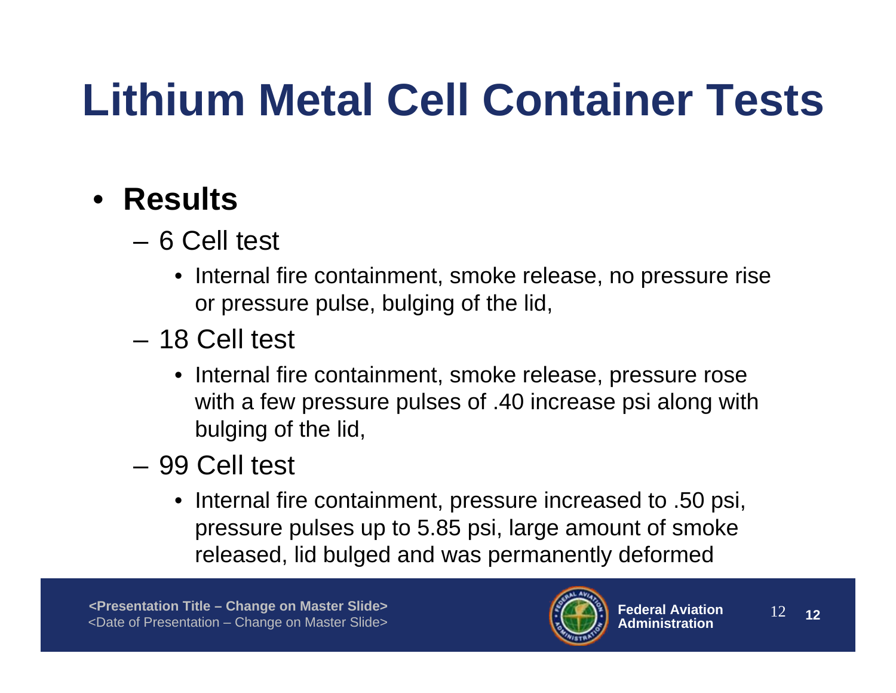# Lithium Metal Cell Container Tests

- **Results**
  - 6 Cell test
    - Internal fire containment, smoke release, no pressure rise or pressure pulse, bulging of the lid,
  - 18 Cell test
    - Internal fire containment, smoke release, pressure rose with a few pressure pulses of .40 increase psi along with bulging of the lid,
  - 99 Cell test
    - Internal fire containment, pressure increased to .50 psi, pressure pulses up to 5.85 psi, large amount of smoke released, lid bulged and was permanently deformed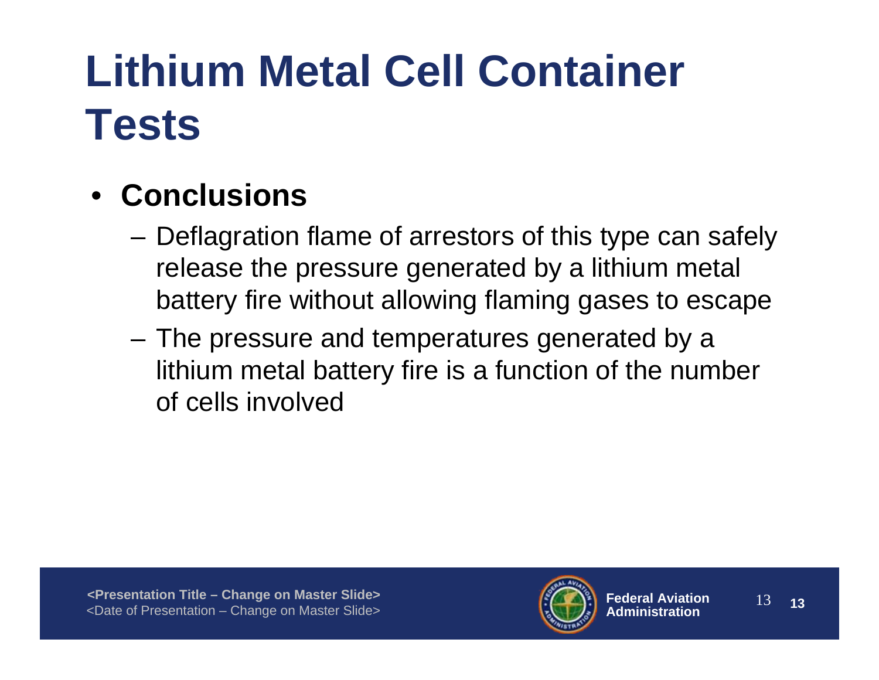# Lithium Metal Cell Container Tests

- **Conclusions**
  - Deflagration flame of arrestors of this type can safely release the pressure generated by a lithium metal battery fire without allowing flaming gases to escape
  - The pressure and temperatures generated by a lithium metal battery fire is a function of the number of cells involved